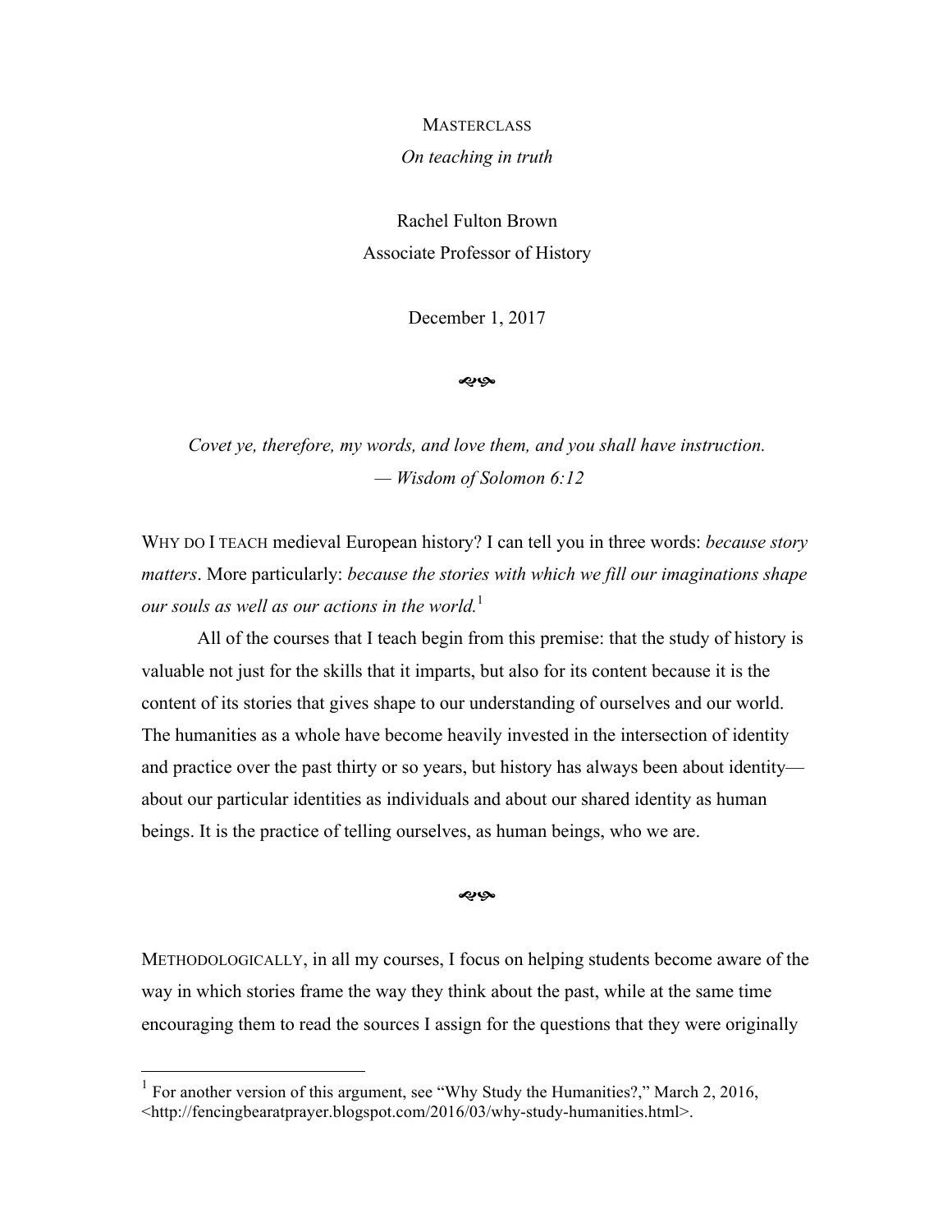MASTERCLASS

*On teaching in truth*

Rachel Fulton Brown
Associate Professor of History

December 1, 2017

❧

*Covet ye, therefore, my words, and love them, and you shall have instruction.*
*— Wisdom of Solomon 6:12*

WHY DO I TEACH medieval European history? I can tell you in three words: *because story matters*. More particularly: *because the stories with which we fill our imaginations shape our souls as well as our actions in the world.*[1]

All of the courses that I teach begin from this premise: that the study of history is valuable not just for the skills that it imparts, but also for its content because it is the content of its stories that gives shape to our understanding of ourselves and our world. The humanities as a whole have become heavily invested in the intersection of identity and practice over the past thirty or so years, but history has always been about identity—about our particular identities as individuals and about our shared identity as human beings. It is the practice of telling ourselves, as human beings, who we are.

❧

METHODOLOGICALLY, in all my courses, I focus on helping students become aware of the way in which stories frame the way they think about the past, while at the same time encouraging them to read the sources I assign for the questions that they were originally

[1] For another version of this argument, see "Why Study the Humanities?," March 2, 2016, <http://fencingbearatprayer.blogspot.com/2016/03/why-study-humanities.html>.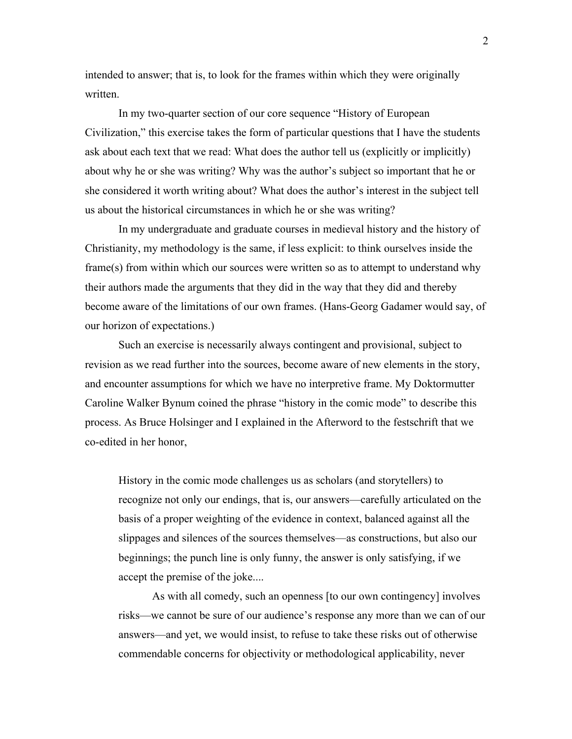intended to answer; that is, to look for the frames within which they were originally written.

In my two-quarter section of our core sequence "History of European Civilization," this exercise takes the form of particular questions that I have the students ask about each text that we read: What does the author tell us (explicitly or implicitly) about why he or she was writing? Why was the author's subject so important that he or she considered it worth writing about? What does the author's interest in the subject tell us about the historical circumstances in which he or she was writing?

In my undergraduate and graduate courses in medieval history and the history of Christianity, my methodology is the same, if less explicit: to think ourselves inside the frame(s) from within which our sources were written so as to attempt to understand why their authors made the arguments that they did in the way that they did and thereby become aware of the limitations of our own frames. (Hans-Georg Gadamer would say, of our horizon of expectations.)

Such an exercise is necessarily always contingent and provisional, subject to revision as we read further into the sources, become aware of new elements in the story, and encounter assumptions for which we have no interpretive frame. My Doktormutter Caroline Walker Bynum coined the phrase "history in the comic mode" to describe this process. As Bruce Holsinger and I explained in the Afterword to the festschrift that we co-edited in her honor,

> History in the comic mode challenges us as scholars (and storytellers) to recognize not only our endings, that is, our answers—carefully articulated on the basis of a proper weighting of the evidence in context, balanced against all the slippages and silences of the sources themselves—as constructions, but also our beginnings; the punch line is only funny, the answer is only satisfying, if we accept the premise of the joke....
>
> As with all comedy, such an openness [to our own contingency] involves risks—we cannot be sure of our audience's response any more than we can of our answers—and yet, we would insist, to refuse to take these risks out of otherwise commendable concerns for objectivity or methodological applicability, never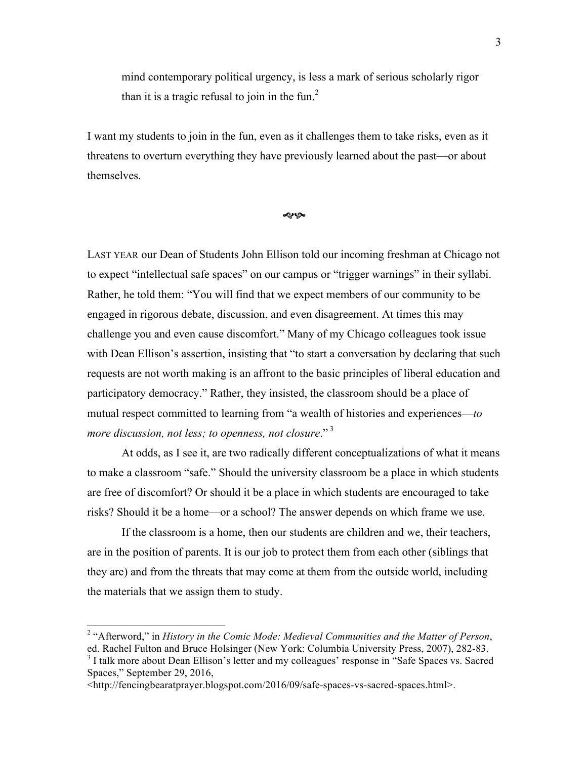> mind contemporary political urgency, is less a mark of serious scholarly rigor than it is a tragic refusal to join in the fun.[2]

I want my students to join in the fun, even as it challenges them to take risks, even as it threatens to overturn everything they have previously learned about the past—or about themselves.

☙❧

LAST YEAR our Dean of Students John Ellison told our incoming freshman at Chicago not to expect "intellectual safe spaces" on our campus or "trigger warnings" in their syllabi. Rather, he told them: "You will find that we expect members of our community to be engaged in rigorous debate, discussion, and even disagreement. At times this may challenge you and even cause discomfort." Many of my Chicago colleagues took issue with Dean Ellison's assertion, insisting that "to start a conversation by declaring that such requests are not worth making is an affront to the basic principles of liberal education and participatory democracy." Rather, they insisted, the classroom should be a place of mutual respect committed to learning from "a wealth of histories and experiences—*to more discussion, not less; to openness, not closure*."[3]

At odds, as I see it, are two radically different conceptualizations of what it means to make a classroom "safe." Should the university classroom be a place in which students are free of discomfort? Or should it be a place in which students are encouraged to take risks? Should it be a home—or a school? The answer depends on which frame we use.

If the classroom is a home, then our students are children and we, their teachers, are in the position of parents. It is our job to protect them from each other (siblings that they are) and from the threats that may come at them from the outside world, including the materials that we assign them to study.

---

[2] "Afterword," in *History in the Comic Mode: Medieval Communities and the Matter of Person*, ed. Rachel Fulton and Bruce Holsinger (New York: Columbia University Press, 2007), 282-83.

[3] I talk more about Dean Ellison's letter and my colleagues' response in "Safe Spaces vs. Sacred Spaces," September 29, 2016, <http://fencingbearatprayer.blogspot.com/2016/09/safe-spaces-vs-sacred-spaces.html>.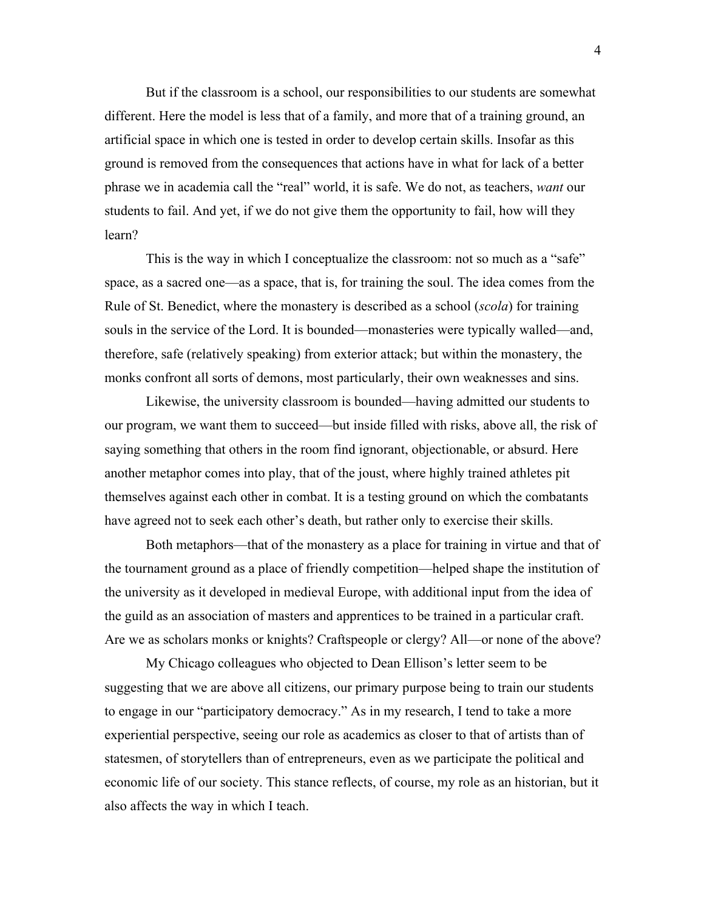But if the classroom is a school, our responsibilities to our students are somewhat different. Here the model is less that of a family, and more that of a training ground, an artificial space in which one is tested in order to develop certain skills. Insofar as this ground is removed from the consequences that actions have in what for lack of a better phrase we in academia call the "real" world, it is safe. We do not, as teachers, *want* our students to fail. And yet, if we do not give them the opportunity to fail, how will they learn?

This is the way in which I conceptualize the classroom: not so much as a "safe" space, as a sacred one—as a space, that is, for training the soul. The idea comes from the Rule of St. Benedict, where the monastery is described as a school (*scola*) for training souls in the service of the Lord. It is bounded—monasteries were typically walled—and, therefore, safe (relatively speaking) from exterior attack; but within the monastery, the monks confront all sorts of demons, most particularly, their own weaknesses and sins.

Likewise, the university classroom is bounded—having admitted our students to our program, we want them to succeed—but inside filled with risks, above all, the risk of saying something that others in the room find ignorant, objectionable, or absurd. Here another metaphor comes into play, that of the joust, where highly trained athletes pit themselves against each other in combat. It is a testing ground on which the combatants have agreed not to seek each other's death, but rather only to exercise their skills.

Both metaphors—that of the monastery as a place for training in virtue and that of the tournament ground as a place of friendly competition—helped shape the institution of the university as it developed in medieval Europe, with additional input from the idea of the guild as an association of masters and apprentices to be trained in a particular craft. Are we as scholars monks or knights? Craftspeople or clergy? All—or none of the above?

My Chicago colleagues who objected to Dean Ellison's letter seem to be suggesting that we are above all citizens, our primary purpose being to train our students to engage in our "participatory democracy." As in my research, I tend to take a more experiential perspective, seeing our role as academics as closer to that of artists than of statesmen, of storytellers than of entrepreneurs, even as we participate the political and economic life of our society. This stance reflects, of course, my role as an historian, but it also affects the way in which I teach.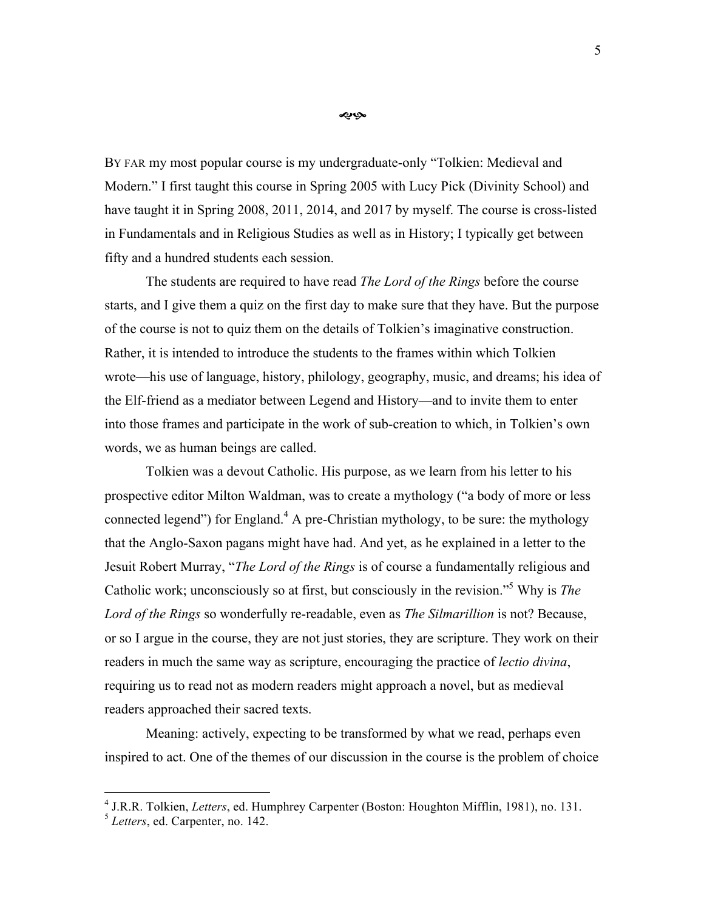❧

BY FAR my most popular course is my undergraduate-only "Tolkien: Medieval and Modern." I first taught this course in Spring 2005 with Lucy Pick (Divinity School) and have taught it in Spring 2008, 2011, 2014, and 2017 by myself. The course is cross-listed in Fundamentals and in Religious Studies as well as in History; I typically get between fifty and a hundred students each session.

The students are required to have read *The Lord of the Rings* before the course starts, and I give them a quiz on the first day to make sure that they have. But the purpose of the course is not to quiz them on the details of Tolkien's imaginative construction. Rather, it is intended to introduce the students to the frames within which Tolkien wrote—his use of language, history, philology, geography, music, and dreams; his idea of the Elf-friend as a mediator between Legend and History—and to invite them to enter into those frames and participate in the work of sub-creation to which, in Tolkien's own words, we as human beings are called.

Tolkien was a devout Catholic. His purpose, as we learn from his letter to his prospective editor Milton Waldman, was to create a mythology ("a body of more or less connected legend") for England.[4] A pre-Christian mythology, to be sure: the mythology that the Anglo-Saxon pagans might have had. And yet, as he explained in a letter to the Jesuit Robert Murray, "*The Lord of the Rings* is of course a fundamentally religious and Catholic work; unconsciously so at first, but consciously in the revision."[5] Why is *The Lord of the Rings* so wonderfully re-readable, even as *The Silmarillion* is not? Because, or so I argue in the course, they are not just stories, they are scripture. They work on their readers in much the same way as scripture, encouraging the practice of *lectio divina*, requiring us to read not as modern readers might approach a novel, but as medieval readers approached their sacred texts.

Meaning: actively, expecting to be transformed by what we read, perhaps even inspired to act. One of the themes of our discussion in the course is the problem of choice

---

[4] J.R.R. Tolkien, *Letters*, ed. Humphrey Carpenter (Boston: Houghton Mifflin, 1981), no. 131.

[5] *Letters*, ed. Carpenter, no. 142.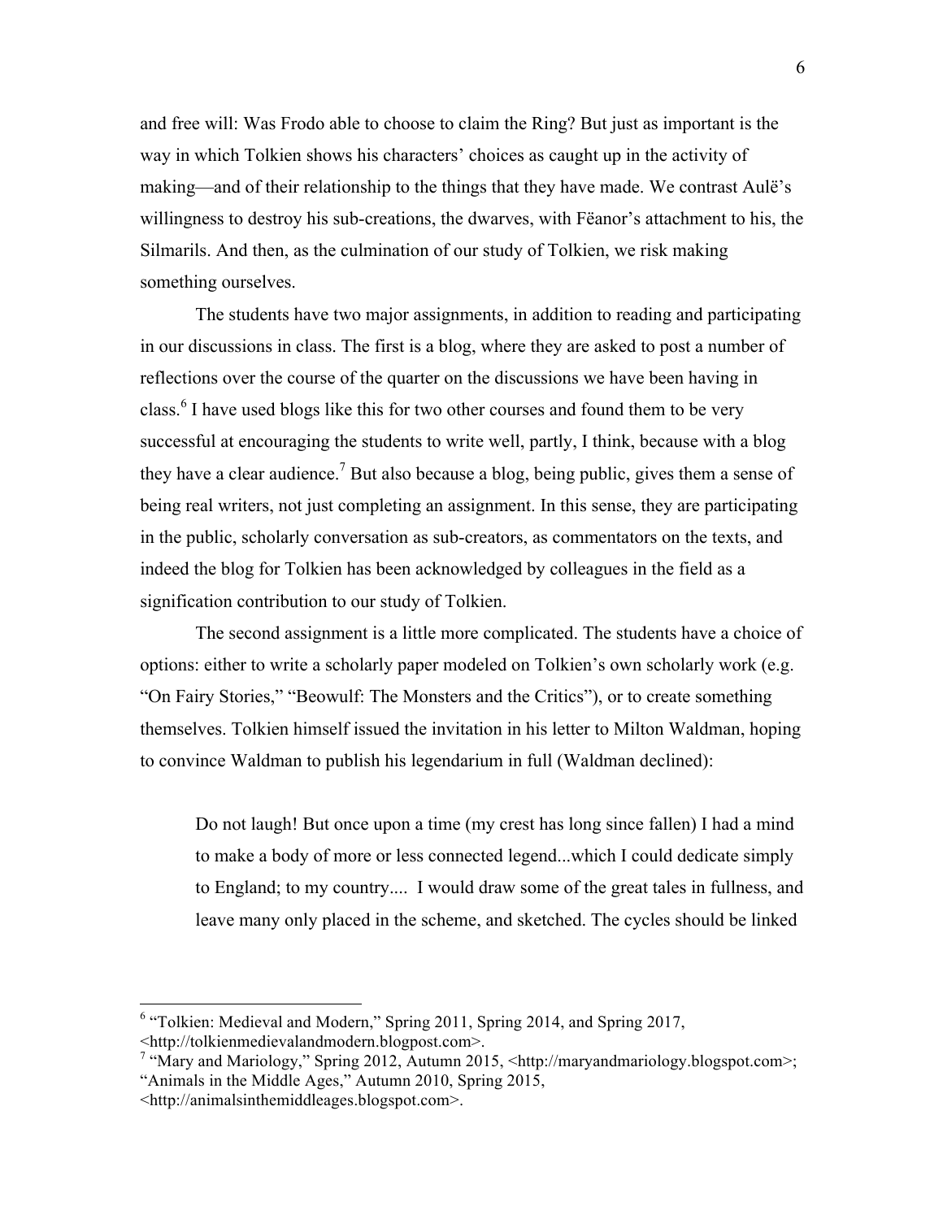and free will: Was Frodo able to choose to claim the Ring? But just as important is the way in which Tolkien shows his characters' choices as caught up in the activity of making—and of their relationship to the things that they have made. We contrast Aulë's willingness to destroy his sub-creations, the dwarves, with Fëanor's attachment to his, the Silmarils. And then, as the culmination of our study of Tolkien, we risk making something ourselves.

The students have two major assignments, in addition to reading and participating in our discussions in class. The first is a blog, where they are asked to post a number of reflections over the course of the quarter on the discussions we have been having in class.[6] I have used blogs like this for two other courses and found them to be very successful at encouraging the students to write well, partly, I think, because with a blog they have a clear audience.[7] But also because a blog, being public, gives them a sense of being real writers, not just completing an assignment. In this sense, they are participating in the public, scholarly conversation as sub-creators, as commentators on the texts, and indeed the blog for Tolkien has been acknowledged by colleagues in the field as a signification contribution to our study of Tolkien.

The second assignment is a little more complicated. The students have a choice of options: either to write a scholarly paper modeled on Tolkien's own scholarly work (e.g. "On Fairy Stories," "Beowulf: The Monsters and the Critics"), or to create something themselves. Tolkien himself issued the invitation in his letter to Milton Waldman, hoping to convince Waldman to publish his legendarium in full (Waldman declined):

> Do not laugh! But once upon a time (my crest has long since fallen) I had a mind to make a body of more or less connected legend...which I could dedicate simply to England; to my country.... I would draw some of the great tales in fullness, and leave many only placed in the scheme, and sketched. The cycles should be linked

---

[6] "Tolkien: Medieval and Modern," Spring 2011, Spring 2014, and Spring 2017, <http://tolkienmedievalandmodern.blogpost.com>.

[7] "Mary and Mariology," Spring 2012, Autumn 2015, <http://maryandmariology.blogspot.com>; "Animals in the Middle Ages," Autumn 2010, Spring 2015, <http://animalsinthemiddleages.blogspot.com>.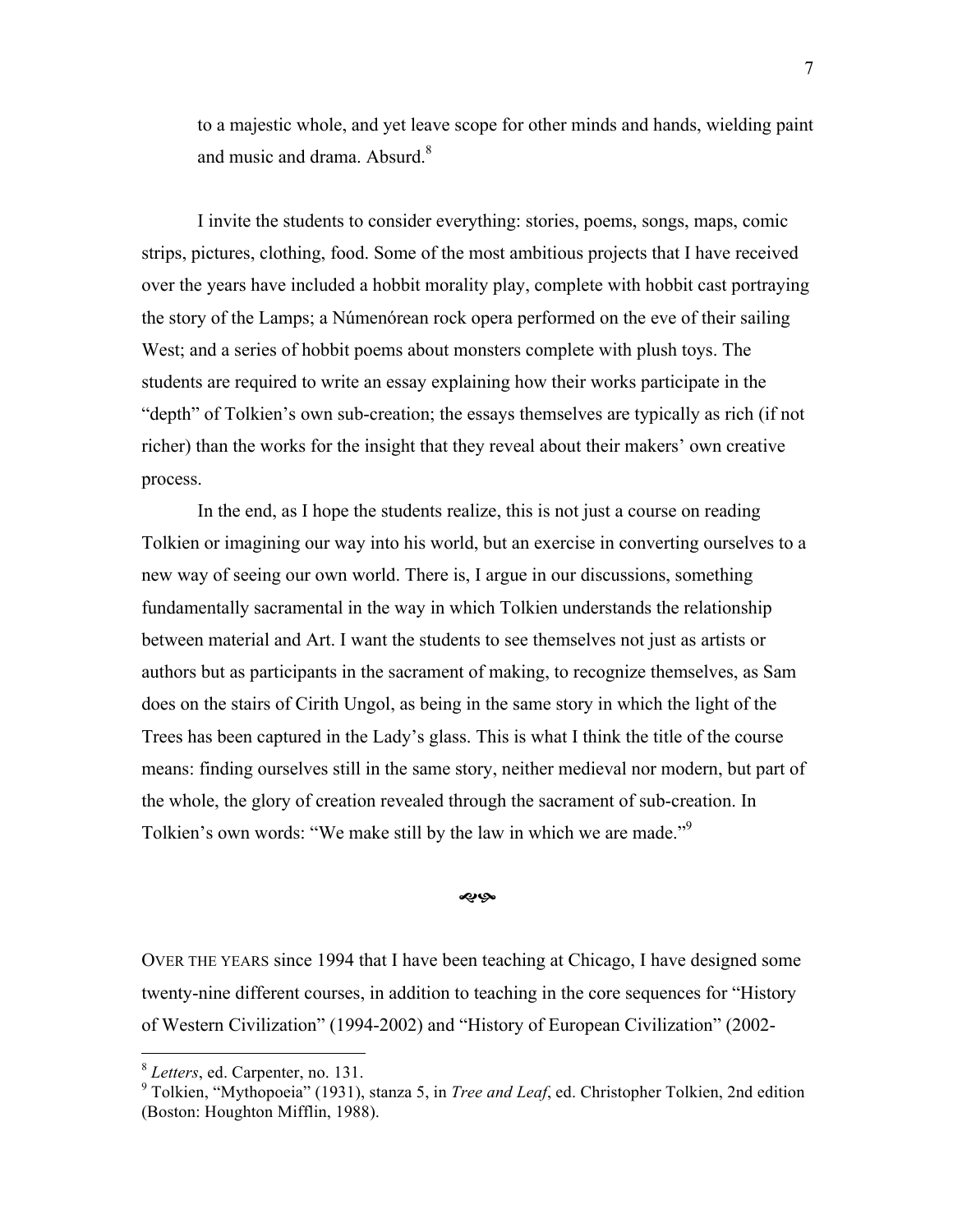> to a majestic whole, and yet leave scope for other minds and hands, wielding paint and music and drama. Absurd.[8]

I invite the students to consider everything: stories, poems, songs, maps, comic strips, pictures, clothing, food. Some of the most ambitious projects that I have received over the years have included a hobbit morality play, complete with hobbit cast portraying the story of the Lamps; a Númenórean rock opera performed on the eve of their sailing West; and a series of hobbit poems about monsters complete with plush toys. The students are required to write an essay explaining how their works participate in the "depth" of Tolkien's own sub-creation; the essays themselves are typically as rich (if not richer) than the works for the insight that they reveal about their makers' own creative process.

In the end, as I hope the students realize, this is not just a course on reading Tolkien or imagining our way into his world, but an exercise in converting ourselves to a new way of seeing our own world. There is, I argue in our discussions, something fundamentally sacramental in the way in which Tolkien understands the relationship between material and Art. I want the students to see themselves not just as artists or authors but as participants in the sacrament of making, to recognize themselves, as Sam does on the stairs of Cirith Ungol, as being in the same story in which the light of the Trees has been captured in the Lady's glass. This is what I think the title of the course means: finding ourselves still in the same story, neither medieval nor modern, but part of the whole, the glory of creation revealed through the sacrament of sub-creation. In Tolkien's own words: "We make still by the law in which we are made."[9]

❧☙

OVER THE YEARS since 1994 that I have been teaching at Chicago, I have designed some twenty-nine different courses, in addition to teaching in the core sequences for "History of Western Civilization" (1994-2002) and "History of European Civilization" (2002-

---

[8] *Letters*, ed. Carpenter, no. 131.

[9] Tolkien, "Mythopoeia" (1931), stanza 5, in *Tree and Leaf*, ed. Christopher Tolkien, 2nd edition (Boston: Houghton Mifflin, 1988).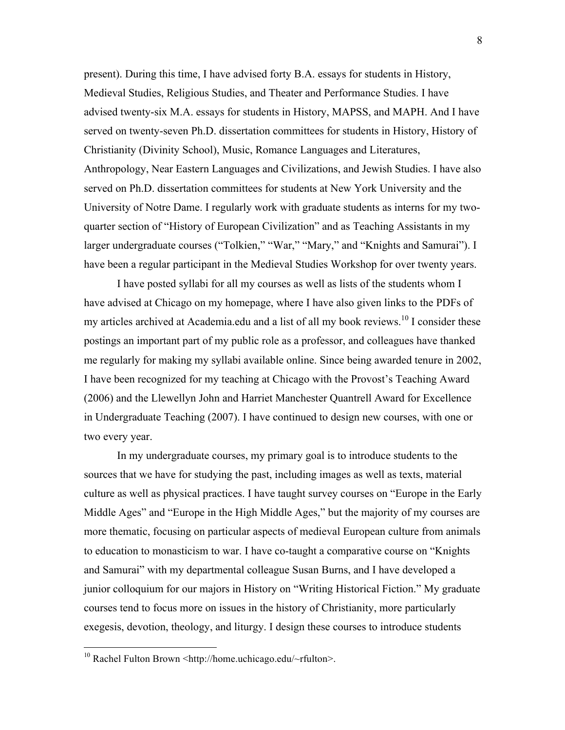present). During this time, I have advised forty B.A. essays for students in History, Medieval Studies, Religious Studies, and Theater and Performance Studies. I have advised twenty-six M.A. essays for students in History, MAPSS, and MAPH. And I have served on twenty-seven Ph.D. dissertation committees for students in History, History of Christianity (Divinity School), Music, Romance Languages and Literatures, Anthropology, Near Eastern Languages and Civilizations, and Jewish Studies. I have also served on Ph.D. dissertation committees for students at New York University and the University of Notre Dame. I regularly work with graduate students as interns for my two-quarter section of "History of European Civilization" and as Teaching Assistants in my larger undergraduate courses ("Tolkien," "War," "Mary," and "Knights and Samurai"). I have been a regular participant in the Medieval Studies Workshop for over twenty years.

I have posted syllabi for all my courses as well as lists of the students whom I have advised at Chicago on my homepage, where I have also given links to the PDFs of my articles archived at Academia.edu and a list of all my book reviews.[10] I consider these postings an important part of my public role as a professor, and colleagues have thanked me regularly for making my syllabi available online. Since being awarded tenure in 2002, I have been recognized for my teaching at Chicago with the Provost's Teaching Award (2006) and the Llewellyn John and Harriet Manchester Quantrell Award for Excellence in Undergraduate Teaching (2007). I have continued to design new courses, with one or two every year.

In my undergraduate courses, my primary goal is to introduce students to the sources that we have for studying the past, including images as well as texts, material culture as well as physical practices. I have taught survey courses on "Europe in the Early Middle Ages" and "Europe in the High Middle Ages," but the majority of my courses are more thematic, focusing on particular aspects of medieval European culture from animals to education to monasticism to war. I have co-taught a comparative course on "Knights and Samurai" with my departmental colleague Susan Burns, and I have developed a junior colloquium for our majors in History on "Writing Historical Fiction." My graduate courses tend to focus more on issues in the history of Christianity, more particularly exegesis, devotion, theology, and liturgy. I design these courses to introduce students

---

[10] Rachel Fulton Brown <http://home.uchicago.edu/~rfulton>.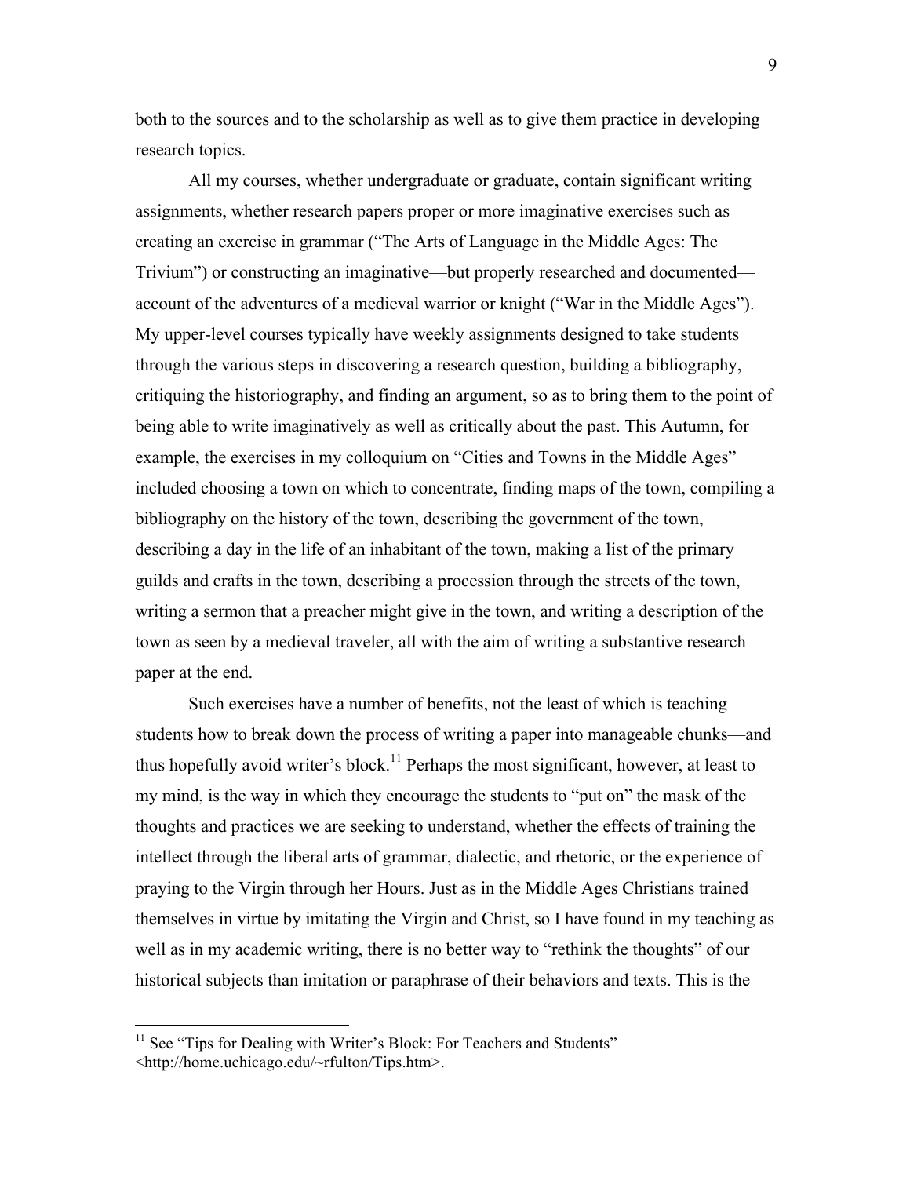both to the sources and to the scholarship as well as to give them practice in developing research topics.

All my courses, whether undergraduate or graduate, contain significant writing assignments, whether research papers proper or more imaginative exercises such as creating an exercise in grammar ("The Arts of Language in the Middle Ages: The Trivium") or constructing an imaginative—but properly researched and documented—account of the adventures of a medieval warrior or knight ("War in the Middle Ages"). My upper-level courses typically have weekly assignments designed to take students through the various steps in discovering a research question, building a bibliography, critiquing the historiography, and finding an argument, so as to bring them to the point of being able to write imaginatively as well as critically about the past. This Autumn, for example, the exercises in my colloquium on "Cities and Towns in the Middle Ages" included choosing a town on which to concentrate, finding maps of the town, compiling a bibliography on the history of the town, describing the government of the town, describing a day in the life of an inhabitant of the town, making a list of the primary guilds and crafts in the town, describing a procession through the streets of the town, writing a sermon that a preacher might give in the town, and writing a description of the town as seen by a medieval traveler, all with the aim of writing a substantive research paper at the end.

Such exercises have a number of benefits, not the least of which is teaching students how to break down the process of writing a paper into manageable chunks—and thus hopefully avoid writer's block.[11] Perhaps the most significant, however, at least to my mind, is the way in which they encourage the students to "put on" the mask of the thoughts and practices we are seeking to understand, whether the effects of training the intellect through the liberal arts of grammar, dialectic, and rhetoric, or the experience of praying to the Virgin through her Hours. Just as in the Middle Ages Christians trained themselves in virtue by imitating the Virgin and Christ, so I have found in my teaching as well as in my academic writing, there is no better way to "rethink the thoughts" of our historical subjects than imitation or paraphrase of their behaviors and texts. This is the

---

[11] See "Tips for Dealing with Writer's Block: For Teachers and Students" <http://home.uchicago.edu/~rfulton/Tips.htm>.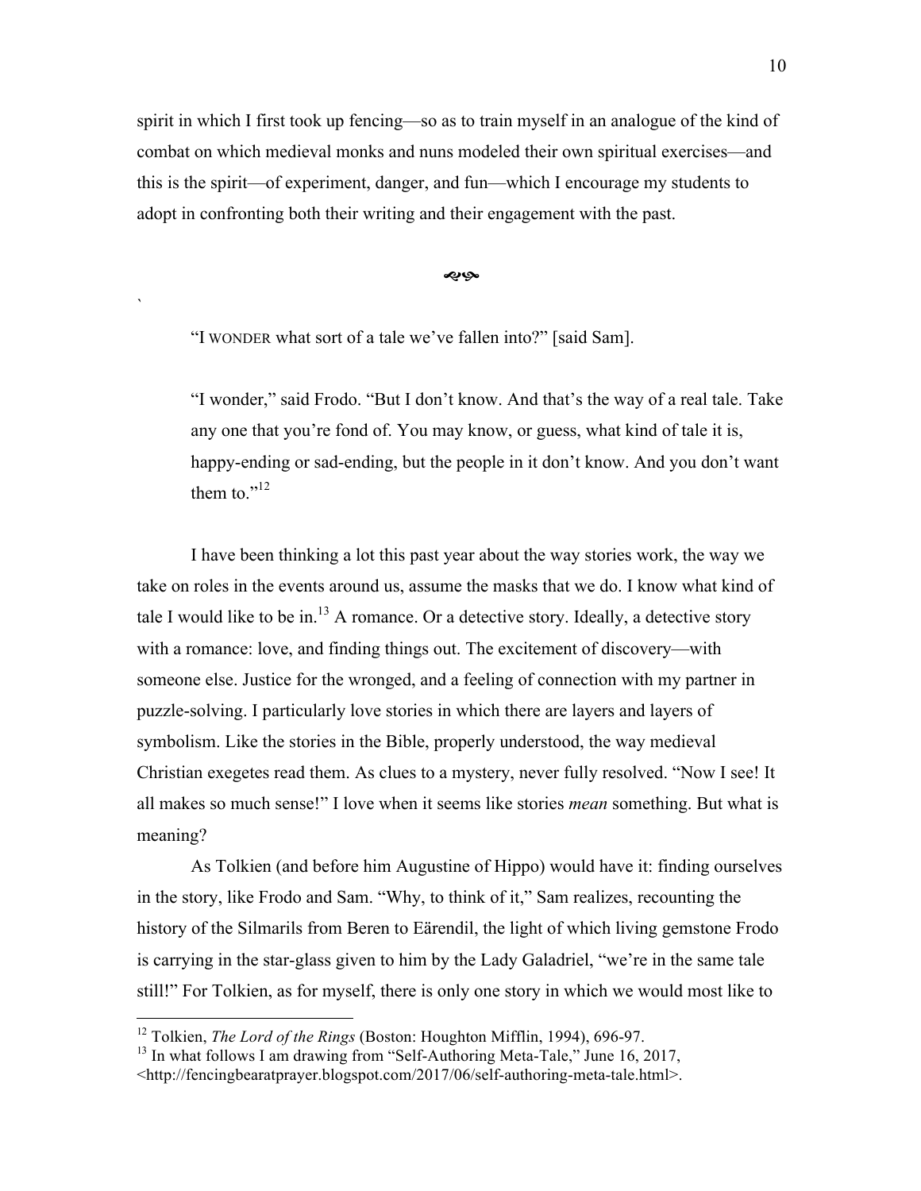spirit in which I first took up fencing—so as to train myself in an analogue of the kind of combat on which medieval monks and nuns modeled their own spiritual exercises—and this is the spirit—of experiment, danger, and fun—which I encourage my students to adopt in confronting both their writing and their engagement with the past.

❧

> "I WONDER what sort of a tale we've fallen into?" [said Sam].
>
> "I wonder," said Frodo. "But I don't know. And that's the way of a real tale. Take any one that you're fond of. You may know, or guess, what kind of tale it is, happy-ending or sad-ending, but the people in it don't know. And you don't want them to."[12]

I have been thinking a lot this past year about the way stories work, the way we take on roles in the events around us, assume the masks that we do. I know what kind of tale I would like to be in.[13] A romance. Or a detective story. Ideally, a detective story with a romance: love, and finding things out. The excitement of discovery—with someone else. Justice for the wronged, and a feeling of connection with my partner in puzzle-solving. I particularly love stories in which there are layers and layers of symbolism. Like the stories in the Bible, properly understood, the way medieval Christian exegetes read them. As clues to a mystery, never fully resolved. "Now I see! It all makes so much sense!" I love when it seems like stories *mean* something. But what is meaning?

As Tolkien (and before him Augustine of Hippo) would have it: finding ourselves in the story, like Frodo and Sam. "Why, to think of it," Sam realizes, recounting the history of the Silmarils from Beren to Eärendil, the light of which living gemstone Frodo is carrying in the star-glass given to him by the Lady Galadriel, "we're in the same tale still!" For Tolkien, as for myself, there is only one story in which we would most like to

---

[12] Tolkien, *The Lord of the Rings* (Boston: Houghton Mifflin, 1994), 696-97.

[13] In what follows I am drawing from "Self-Authoring Meta-Tale," June 16, 2017, <http://fencingbearatprayer.blogspot.com/2017/06/self-authoring-meta-tale.html>.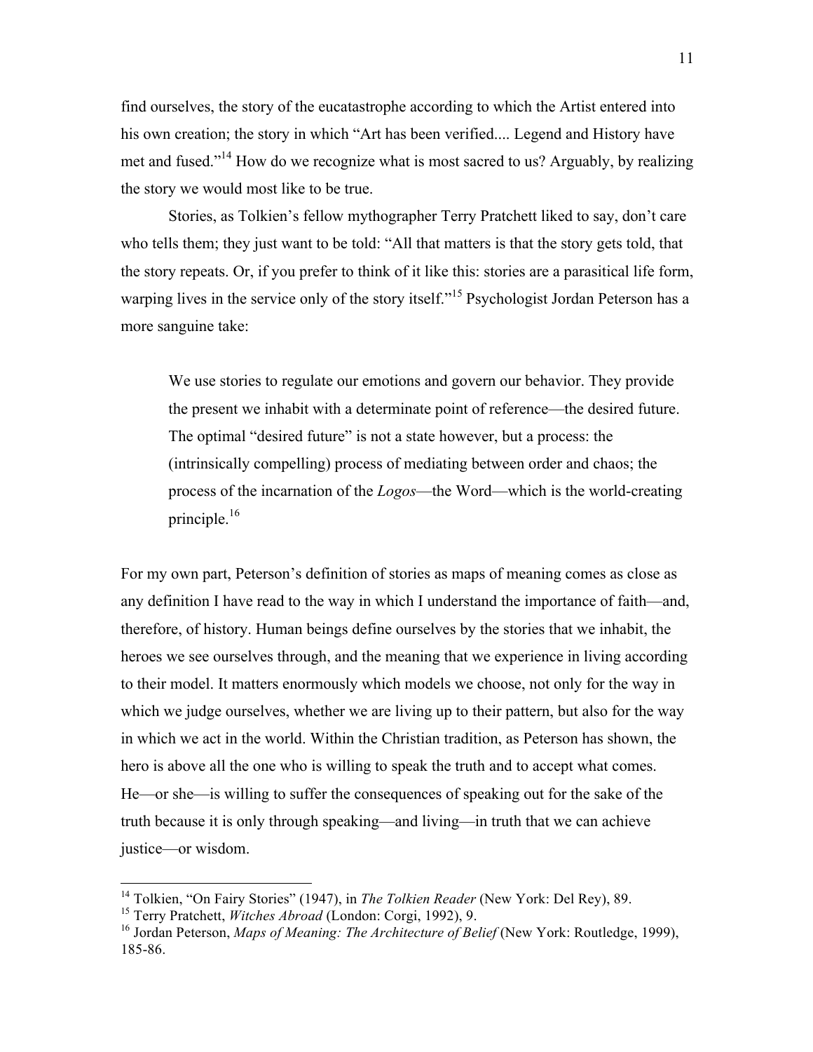find ourselves, the story of the eucatastrophe according to which the Artist entered into his own creation; the story in which "Art has been verified.... Legend and History have met and fused."[14] How do we recognize what is most sacred to us? Arguably, by realizing the story we would most like to be true.

Stories, as Tolkien's fellow mythographer Terry Pratchett liked to say, don't care who tells them; they just want to be told: "All that matters is that the story gets told, that the story repeats. Or, if you prefer to think of it like this: stories are a parasitical life form, warping lives in the service only of the story itself."[15] Psychologist Jordan Peterson has a more sanguine take:

> We use stories to regulate our emotions and govern our behavior. They provide the present we inhabit with a determinate point of reference—the desired future. The optimal "desired future" is not a state however, but a process: the (intrinsically compelling) process of mediating between order and chaos; the process of the incarnation of the *Logos*—the Word—which is the world-creating principle.[16]

For my own part, Peterson's definition of stories as maps of meaning comes as close as any definition I have read to the way in which I understand the importance of faith—and, therefore, of history. Human beings define ourselves by the stories that we inhabit, the heroes we see ourselves through, and the meaning that we experience in living according to their model. It matters enormously which models we choose, not only for the way in which we judge ourselves, whether we are living up to their pattern, but also for the way in which we act in the world. Within the Christian tradition, as Peterson has shown, the hero is above all the one who is willing to speak the truth and to accept what comes. He—or she—is willing to suffer the consequences of speaking out for the sake of the truth because it is only through speaking—and living—in truth that we can achieve justice—or wisdom.

---

[14] Tolkien, "On Fairy Stories" (1947), in *The Tolkien Reader* (New York: Del Rey), 89.

[15] Terry Pratchett, *Witches Abroad* (London: Corgi, 1992), 9.

[16] Jordan Peterson, *Maps of Meaning: The Architecture of Belief* (New York: Routledge, 1999), 185-86.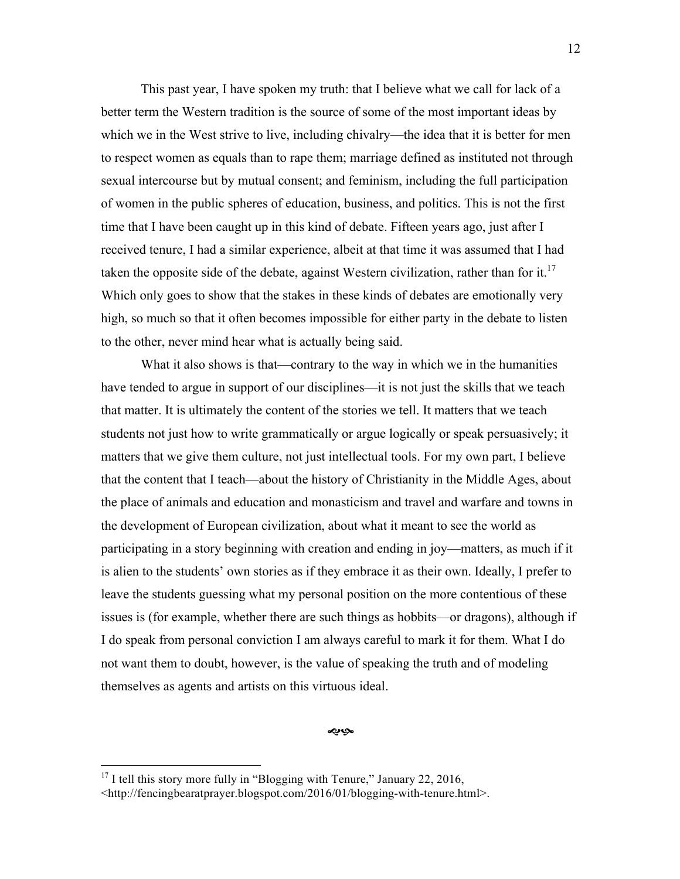This past year, I have spoken my truth: that I believe what we call for lack of a better term the Western tradition is the source of some of the most important ideas by which we in the West strive to live, including chivalry—the idea that it is better for men to respect women as equals than to rape them; marriage defined as instituted not through sexual intercourse but by mutual consent; and feminism, including the full participation of women in the public spheres of education, business, and politics. This is not the first time that I have been caught up in this kind of debate. Fifteen years ago, just after I received tenure, I had a similar experience, albeit at that time it was assumed that I had taken the opposite side of the debate, against Western civilization, rather than for it.[17] Which only goes to show that the stakes in these kinds of debates are emotionally very high, so much so that it often becomes impossible for either party in the debate to listen to the other, never mind hear what is actually being said.

What it also shows is that—contrary to the way in which we in the humanities have tended to argue in support of our disciplines—it is not just the skills that we teach that matter. It is ultimately the content of the stories we tell. It matters that we teach students not just how to write grammatically or argue logically or speak persuasively; it matters that we give them culture, not just intellectual tools. For my own part, I believe that the content that I teach—about the history of Christianity in the Middle Ages, about the place of animals and education and monasticism and travel and warfare and towns in the development of European civilization, about what it meant to see the world as participating in a story beginning with creation and ending in joy—matters, as much if it is alien to the students' own stories as if they embrace it as their own. Ideally, I prefer to leave the students guessing what my personal position on the more contentious of these issues is (for example, whether there are such things as hobbits—or dragons), although if I do speak from personal conviction I am always careful to mark it for them. What I do not want them to doubt, however, is the value of speaking the truth and of modeling themselves as agents and artists on this virtuous ideal.

[17] I tell this story more fully in "Blogging with Tenure," January 22, 2016, <http://fencingbearatprayer.blogspot.com/2016/01/blogging-with-tenure.html>.